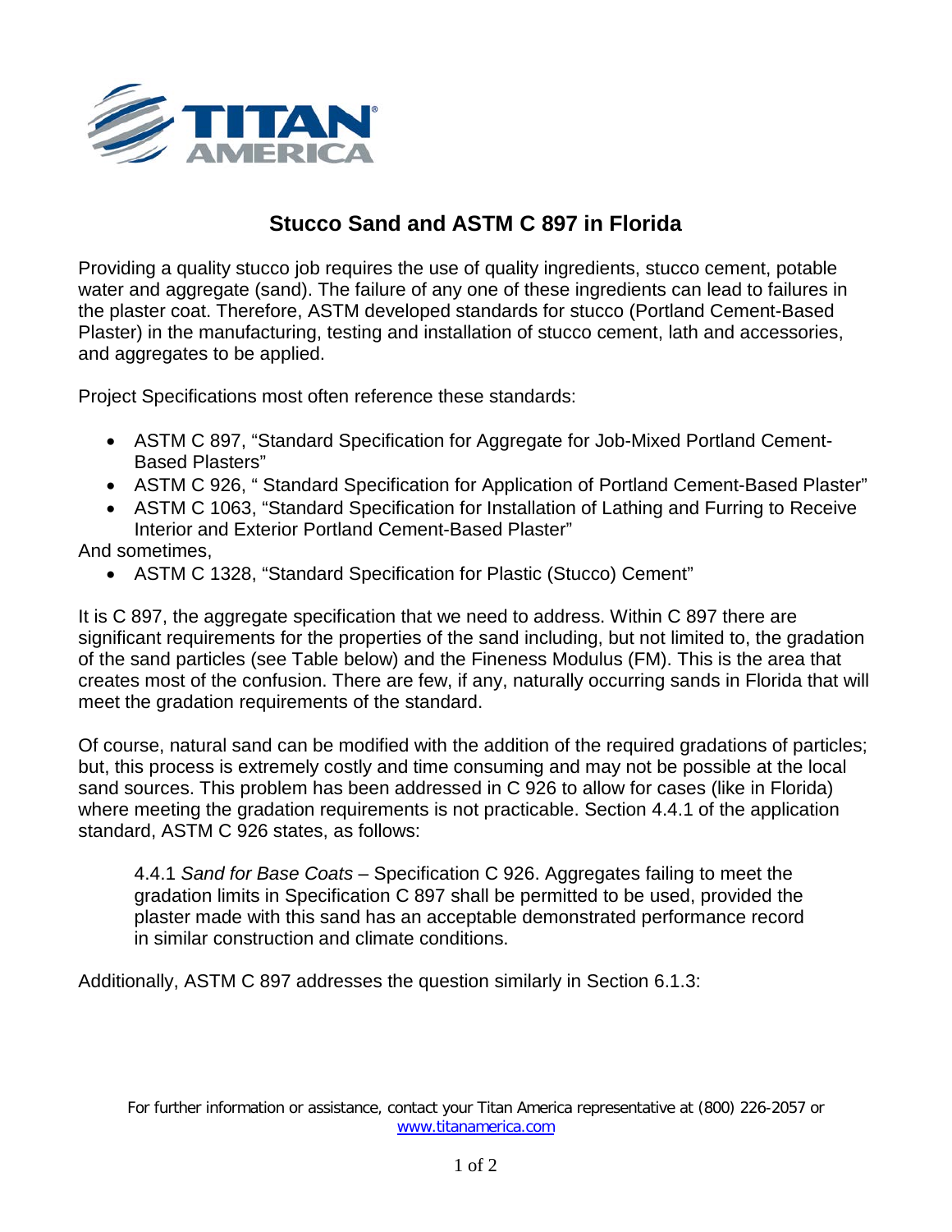# Stucco Sand and ASTM C 897 in Florida

Providing a quality stucco job requires the use of quality ingredients, stucco cement, potable water and aggregate (sand). The failure of any one of these ingredients can lead to failures in the plaster coat. Therefore, ASTM developed standards for stucco (Portland Cement-Based Plaster) in the manufacturing, testing and installation of stucco cement, lath and accessories, and aggregates to be applied.

Project Specifications most often reference these standards:

- ASTM C 897, "Standard Specification for Aggregate for Job-Mixed Portland Cement-Based Plasters"
- ASTM C 926, " Standard Specification for Application of Portland Cement-Based Plaster"
- ASTM C 1063, "Standard Specification for Installation of Lathing and Furring to Receive Interior and Exterior Portland Cement-Based Plaster"

And sometimes,

- ASTM C 1328, "Standard Specification for Plastic (Stucco) Cement"

It is C 897, the aggregate specification that we need to address. Within C 897 there are significant requirements for the properties of the sand including, but not limited to, the gradation of the sand particles (see Table below) and the Fineness Modulus (FM). This is the area that creates most of the confusion. There are few, if any, naturally occurring sands in Florida that will meet the gradation requirements of the standard.

Of course, natural sand can be modified with the addition of the required gradations of particles; but, this process is extremely costly and time consuming and may not be possible at the local sand sources. This problem has been addressed in C 926 to allow for cases (like in Florida) where meeting the gradation requirements is not practicable. Section 4.4.1 of the application standard, ASTM C 926 states, as follows:

> 4.4.1 *Sand for Base Coats* – Specification C 926. Aggregates failing to meet the gradation limits in Specification C 897 shall be permitted to be used, provided the plaster made with this sand has an acceptable demonstrated performance record in similar construction and climate conditions.

Additionally, ASTM C 897 addresses the question similarly in Section 6.1.3:

For further information or assistance, contact your Titan America representative at (800) 226-2057 or www.titanamerica.com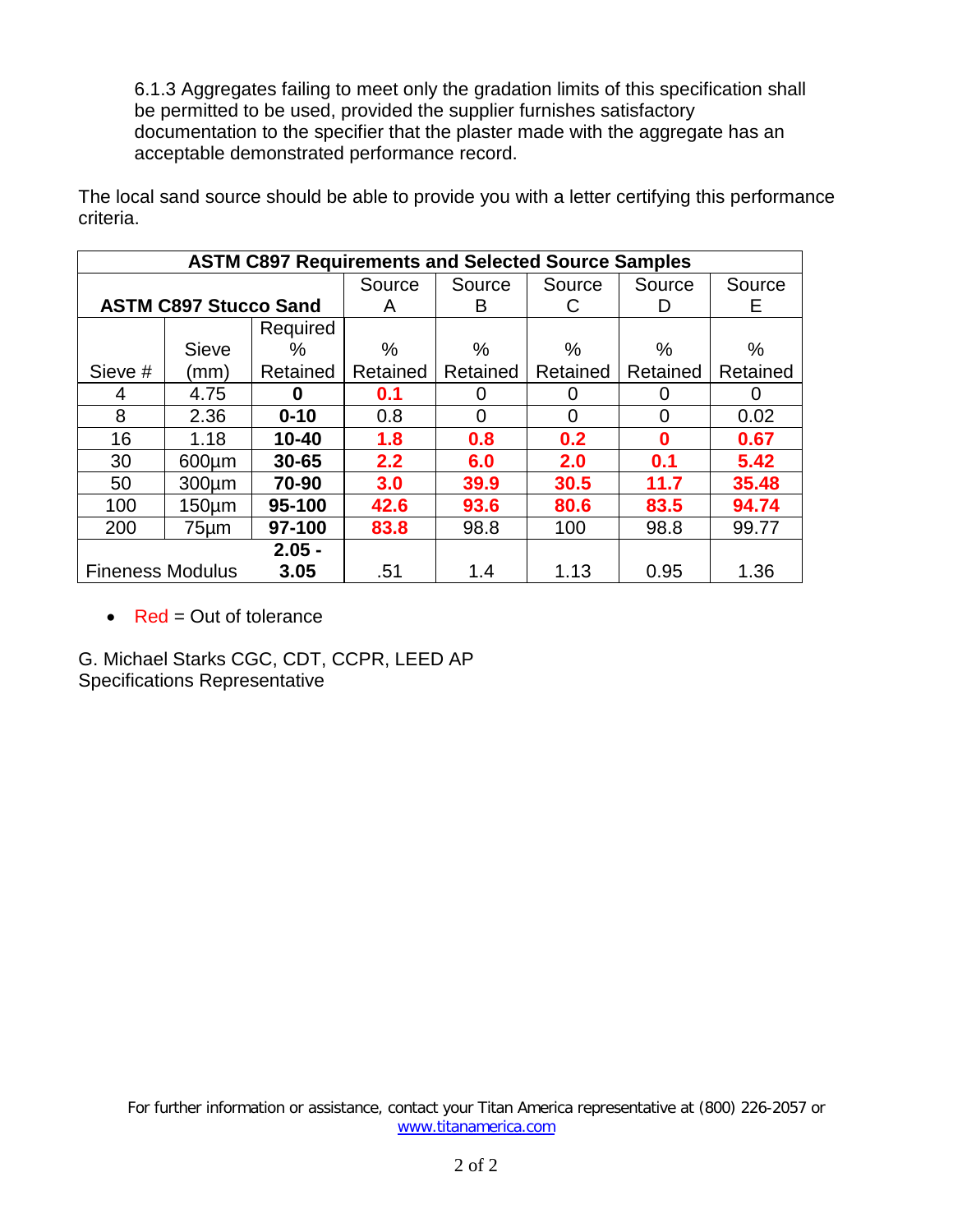6.1.3 Aggregates failing to meet only the gradation limits of this specification shall be permitted to be used, provided the supplier furnishes satisfactory documentation to the specifier that the plaster made with the aggregate has an acceptable demonstrated performance record.

The local sand source should be able to provide you with a letter certifying this performance criteria.

| ASTM C897 Requirements and Selected Source Samples | | | | | | | |
|---|---|---|---|---|---|---|---|
| **ASTM C897 Stucco Sand** | | | Source A | Source B | Source C | Source D | Source E |
| Sieve # | Sieve (mm) | Required % Retained | % Retained | % Retained | % Retained | % Retained | % Retained |
| 4 | 4.75 | **0** | **0.1** | 0 | 0 | 0 | 0 |
| 8 | 2.36 | **0-10** | 0.8 | 0 | 0 | 0 | 0.02 |
| 16 | 1.18 | **10-40** | **1.8** | **0.8** | **0.2** | **0** | **0.67** |
| 30 | 600µm | **30-65** | **2.2** | **6.0** | **2.0** | **0.1** | **5.42** |
| 50 | 300µm | **70-90** | **3.0** | **39.9** | **30.5** | **11.7** | **35.48** |
| 100 | 150µm | **95-100** | **42.6** | **93.6** | **80.6** | **83.5** | **94.74** |
| 200 | 75µm | **97-100** | **83.8** | 98.8 | 100 | 98.8 | 99.77 |
| Fineness Modulus | | **2.05 - 3.05** | .51 | 1.4 | 1.13 | 0.95 | 1.36 |

- Red = Out of tolerance

G. Michael Starks CGC, CDT, CCPR, LEED AP
Specifications Representative

For further information or assistance, contact your Titan America representative at (800) 226-2057 or www.titanamerica.com